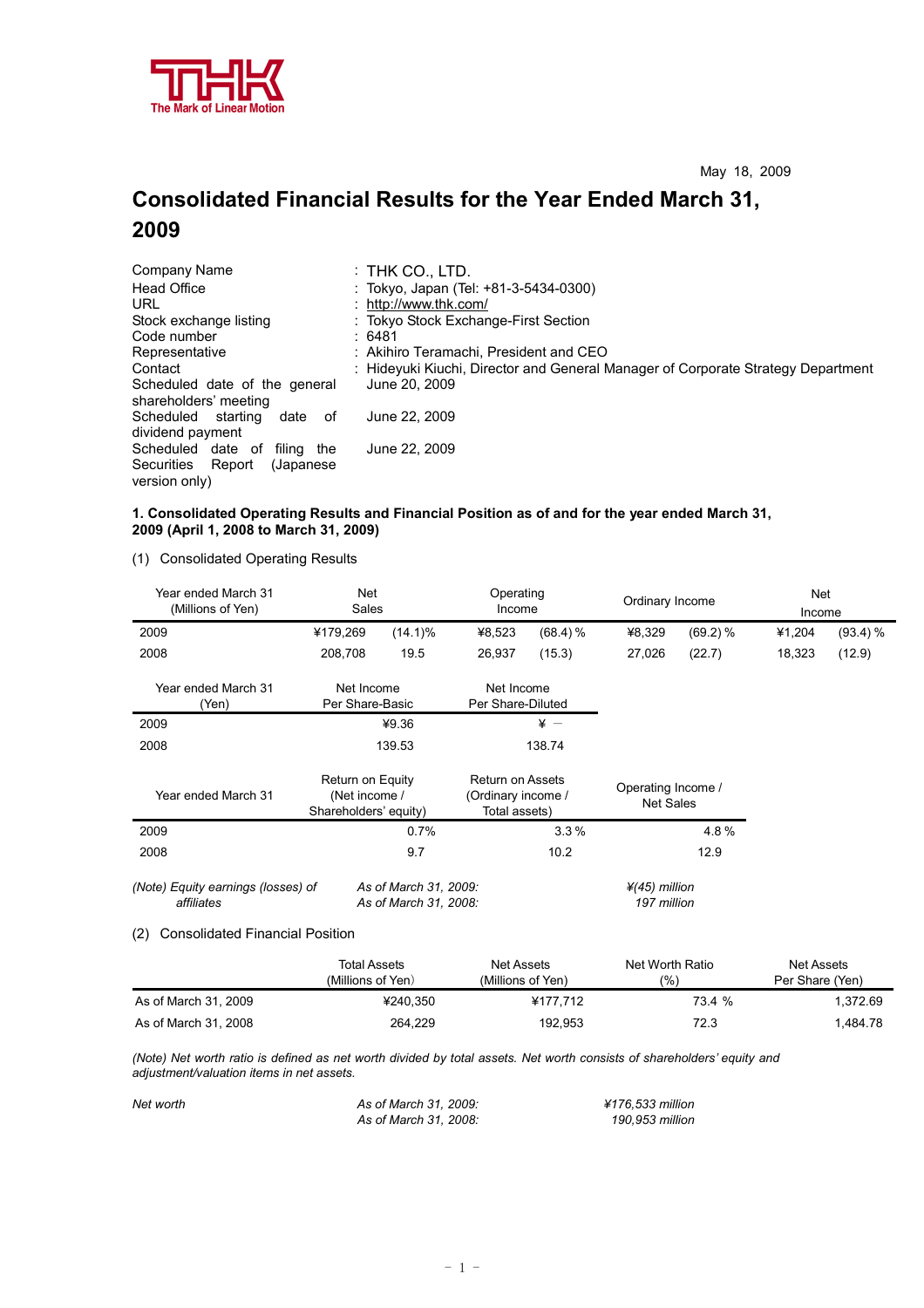THK
The Mark of Linear Motion

May 18, 2009

# Consolidated Financial Results for the Year Ended March 31, 2009

| | |
|---|---|
| Company Name | : THK CO., LTD. |
| Head Office | : Tokyo, Japan (Tel: +81-3-5434-0300) |
| URL | : http://www.thk.com/ |
| Stock exchange listing | : Tokyo Stock Exchange-First Section |
| Code number | : 6481 |
| Representative | : Akihiro Teramachi, President and CEO |
| Contact | : Hideyuki Kiuchi, Director and General Manager of Corporate Strategy Department |
| Scheduled date of the general shareholders' meeting | June 20, 2009 |
| Scheduled starting date of dividend payment | June 22, 2009 |
| Scheduled date of filing the Securities Report (Japanese version only) | June 22, 2009 |

**1. Consolidated Operating Results and Financial Position as of and for the year ended March 31, 2009 (April 1, 2008 to March 31, 2009)**

(1) Consolidated Operating Results

| Year ended March 31 (Millions of Yen) | Net Sales | | Operating Income | | Ordinary Income | | Net Income | |
|---|---|---|---|---|---|---|---|---|
| 2009 | ¥179,269 | (14.1)% | ¥8,523 | (68.4) % | ¥8,329 | (69.2) % | ¥1,204 | (93.4) % |
| 2008 | 208,708 | 19.5 | 26,937 | (15.3) | 27,026 | (22.7) | 18,323 | (12.9) |

| Year ended March 31 (Yen) | Net Income Per Share-Basic | Net Income Per Share-Diluted |
|---|---|---|
| 2009 | ¥9.36 | ¥ — |
| 2008 | 139.53 | 138.74 |

| Year ended March 31 | Return on Equity (Net income / Shareholders' equity) | Return on Assets (Ordinary income / Total assets) | Operating Income / Net Sales |
|---|---|---|---|
| 2009 | 0.7% | 3.3 % | 4.8 % |
| 2008 | 9.7 | 10.2 | 12.9 |

*(Note) Equity earnings (losses) of affiliates* — *As of March 31, 2009:* *¥(45) million*; *As of March 31, 2008:* *197 million*

(2) Consolidated Financial Position

| | Total Assets (Millions of Yen) | Net Assets (Millions of Yen) | Net Worth Ratio (%) | Net Assets Per Share (Yen) |
|---|---|---|---|---|
| As of March 31, 2009 | ¥240,350 | ¥177,712 | 73.4 % | 1,372.69 |
| As of March 31, 2008 | 264,229 | 192,953 | 72.3 | 1,484.78 |

*(Note) Net worth ratio is defined as net worth divided by total assets. Net worth consists of shareholders' equity and adjustment/valuation items in net assets.*

*Net worth* — *As of March 31, 2009:* *¥176,533 million*; *As of March 31, 2008:* *190,953 million*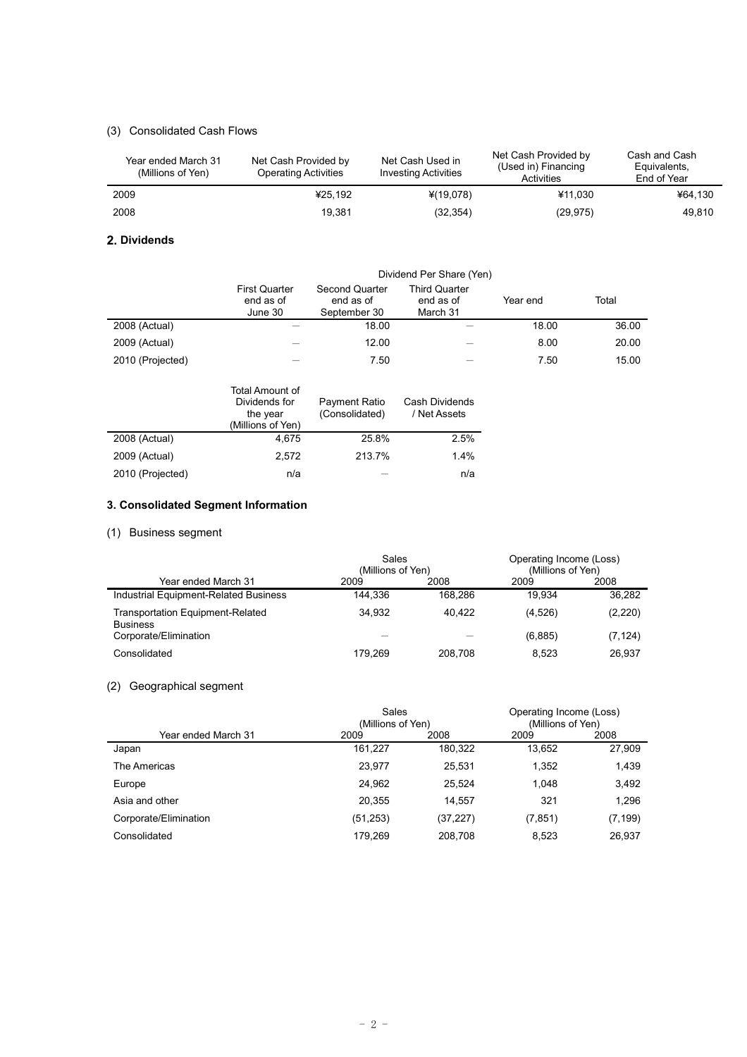### (3) Consolidated Cash Flows

| Year ended March 31 (Millions of Yen) | Net Cash Provided by Operating Activities | Net Cash Used in Investing Activities | Net Cash Provided by (Used in) Financing Activities | Cash and Cash Equivalents, End of Year |
|---|---|---|---|---|
| 2009 | ¥25,192 | ¥(19,078) | ¥11,030 | ¥64,130 |
| 2008 | 19,381 | (32,354) | (29,975) | 49,810 |

## 2. Dividends

| | Dividend Per Share (Yen) | | | | |
|---|---|---|---|---|---|
| | First Quarter end as of June 30 | Second Quarter end as of September 30 | Third Quarter end as of March 31 | Year end | Total |
| 2008 (Actual) | — | 18.00 | — | 18.00 | 36.00 |
| 2009 (Actual) | — | 12.00 | — | 8.00 | 20.00 |
| 2010 (Projected) | — | 7.50 | — | 7.50 | 15.00 |

| | Total Amount of Dividends for the year (Millions of Yen) | Payment Ratio (Consolidated) | Cash Dividends / Net Assets |
|---|---|---|---|
| 2008 (Actual) | 4,675 | 25.8% | 2.5% |
| 2009 (Actual) | 2,572 | 213.7% | 1.4% |
| 2010 (Projected) | n/a | — | n/a |

## 3. Consolidated Segment Information

### (1) Business segment

| Year ended March 31 | Sales (Millions of Yen) 2009 | 2008 | Operating Income (Loss) (Millions of Yen) 2009 | 2008 |
|---|---|---|---|---|
| Industrial Equipment-Related Business | 144,336 | 168,286 | 19,934 | 36,282 |
| Transportation Equipment-Related Business | 34,932 | 40,422 | (4,526) | (2,220) |
| Corporate/Elimination | — | — | (6,885) | (7,124) |
| Consolidated | 179,269 | 208,708 | 8,523 | 26,937 |

### (2) Geographical segment

| Year ended March 31 | Sales (Millions of Yen) 2009 | 2008 | Operating Income (Loss) (Millions of Yen) 2009 | 2008 |
|---|---|---|---|---|
| Japan | 161,227 | 180,322 | 13,652 | 27,909 |
| The Americas | 23,977 | 25,531 | 1,352 | 1,439 |
| Europe | 24,962 | 25,524 | 1,048 | 3,492 |
| Asia and other | 20,355 | 14,557 | 321 | 1,296 |
| Corporate/Elimination | (51,253) | (37,227) | (7,851) | (7,199) |
| Consolidated | 179,269 | 208,708 | 8,523 | 26,937 |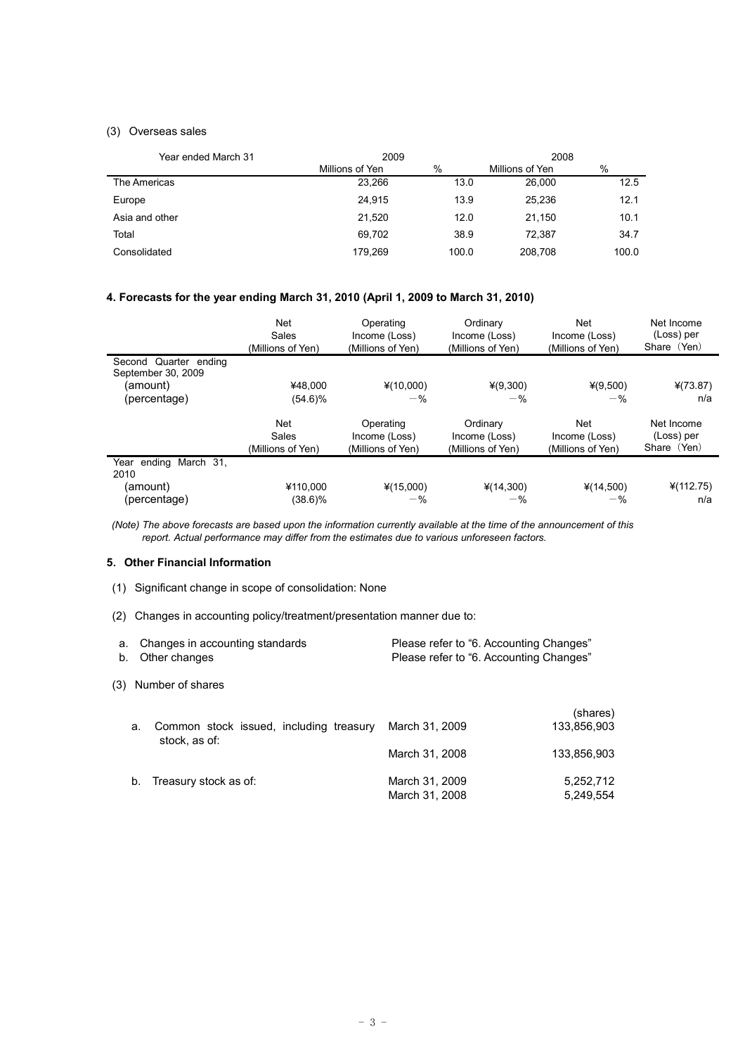### (3) Overseas sales

| Year ended March 31 | 2009 | | 2008 | |
|---|---|---|---|---|
| | Millions of Yen | % | Millions of Yen | % |
| The Americas | 23,266 | 13.0 | 26,000 | 12.5 |
| Europe | 24,915 | 13.9 | 25,236 | 12.1 |
| Asia and other | 21,520 | 12.0 | 21,150 | 10.1 |
| Total | 69,702 | 38.9 | 72,387 | 34.7 |
| Consolidated | 179,269 | 100.0 | 208,708 | 100.0 |

## 4. Forecasts for the year ending March 31, 2010 (April 1, 2009 to March 31, 2010)

| | Net Sales (Millions of Yen) | Operating Income (Loss) (Millions of Yen) | Ordinary Income (Loss) (Millions of Yen) | Net Income (Loss) (Millions of Yen) | Net Income (Loss) per Share (Yen) |
|---|---|---|---|---|---|
| Second Quarter ending September 30, 2009 | | | | | |
| (amount) | ¥48,000 | ¥(10,000) | ¥(9,300) | ¥(9,500) | ¥(73.87) |
| (percentage) | (54.6)% | －% | －% | －% | n/a |

| | Net Sales (Millions of Yen) | Operating Income (Loss) (Millions of Yen) | Ordinary Income (Loss) (Millions of Yen) | Net Income (Loss) (Millions of Yen) | Net Income (Loss) per Share (Yen) |
|---|---|---|---|---|---|
| Year ending March 31, 2010 | | | | | |
| (amount) | ¥110,000 | ¥(15,000) | ¥(14,300) | ¥(14,500) | ¥(112.75) |
| (percentage) | (38.6)% | －% | －% | －% | n/a |

*(Note) The above forecasts are based upon the information currently available at the time of the announcement of this report. Actual performance may differ from the estimates due to various unforeseen factors.*

## 5. Other Financial Information

(1) Significant change in scope of consolidation: None

(2) Changes in accounting policy/treatment/presentation manner due to:

a. Changes in accounting standards — Please refer to "6. Accounting Changes"
b. Other changes — Please refer to "6. Accounting Changes"

(3) Number of shares

| | | (shares) |
|---|---|---|
| a. Common stock issued, including treasury stock, as of: | March 31, 2009 | 133,856,903 |
| | March 31, 2008 | 133,856,903 |
| b. Treasury stock as of: | March 31, 2009 | 5,252,712 |
| | March 31, 2008 | 5,249,554 |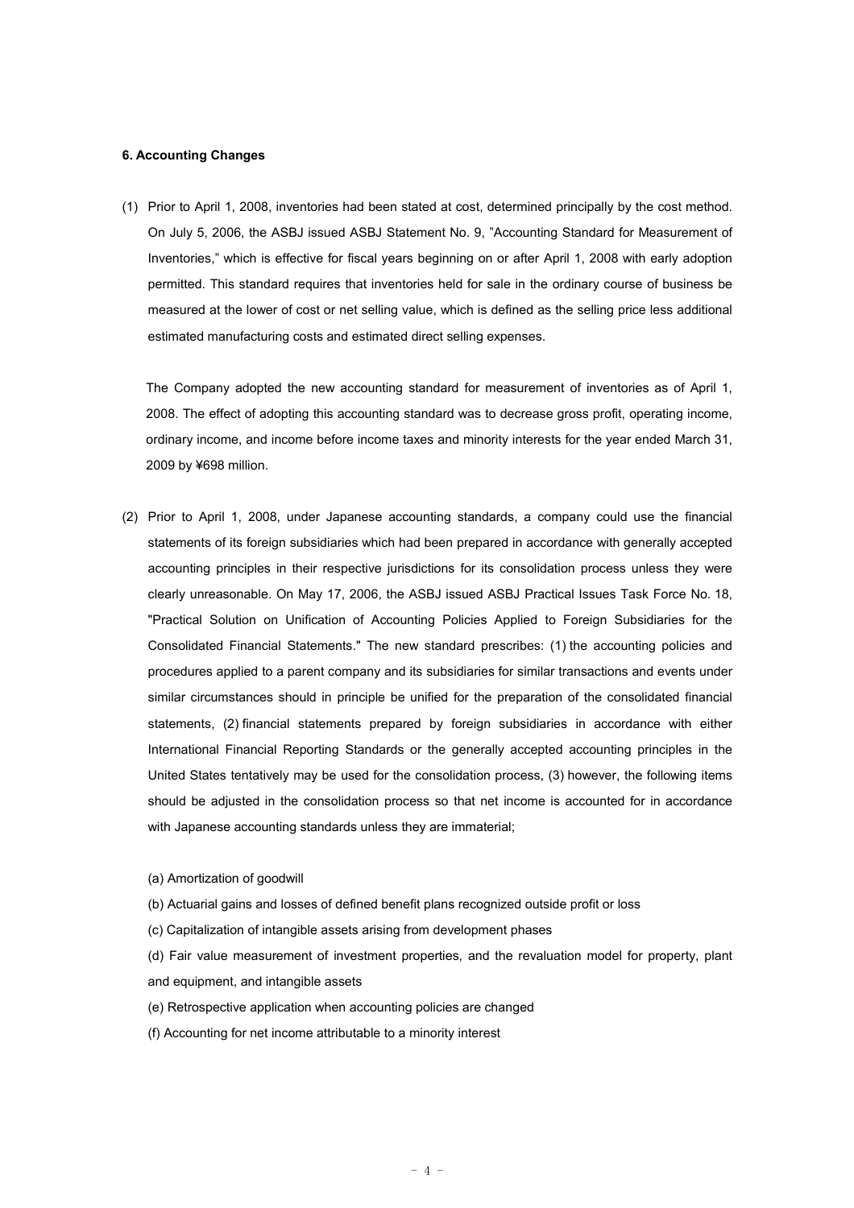#### 6. Accounting Changes

(1) Prior to April 1, 2008, inventories had been stated at cost, determined principally by the cost method. On July 5, 2006, the ASBJ issued ASBJ Statement No. 9, "Accounting Standard for Measurement of Inventories," which is effective for fiscal years beginning on or after April 1, 2008 with early adoption permitted. This standard requires that inventories held for sale in the ordinary course of business be measured at the lower of cost or net selling value, which is defined as the selling price less additional estimated manufacturing costs and estimated direct selling expenses.

The Company adopted the new accounting standard for measurement of inventories as of April 1, 2008. The effect of adopting this accounting standard was to decrease gross profit, operating income, ordinary income, and income before income taxes and minority interests for the year ended March 31, 2009 by ¥698 million.

(2) Prior to April 1, 2008, under Japanese accounting standards, a company could use the financial statements of its foreign subsidiaries which had been prepared in accordance with generally accepted accounting principles in their respective jurisdictions for its consolidation process unless they were clearly unreasonable. On May 17, 2006, the ASBJ issued ASBJ Practical Issues Task Force No. 18, "Practical Solution on Unification of Accounting Policies Applied to Foreign Subsidiaries for the Consolidated Financial Statements." The new standard prescribes: (1) the accounting policies and procedures applied to a parent company and its subsidiaries for similar transactions and events under similar circumstances should in principle be unified for the preparation of the consolidated financial statements, (2) financial statements prepared by foreign subsidiaries in accordance with either International Financial Reporting Standards or the generally accepted accounting principles in the United States tentatively may be used for the consolidation process, (3) however, the following items should be adjusted in the consolidation process so that net income is accounted for in accordance with Japanese accounting standards unless they are immaterial;

(a) Amortization of goodwill

(b) Actuarial gains and losses of defined benefit plans recognized outside profit or loss

(c) Capitalization of intangible assets arising from development phases

(d) Fair value measurement of investment properties, and the revaluation model for property, plant and equipment, and intangible assets

(e) Retrospective application when accounting policies are changed

(f) Accounting for net income attributable to a minority interest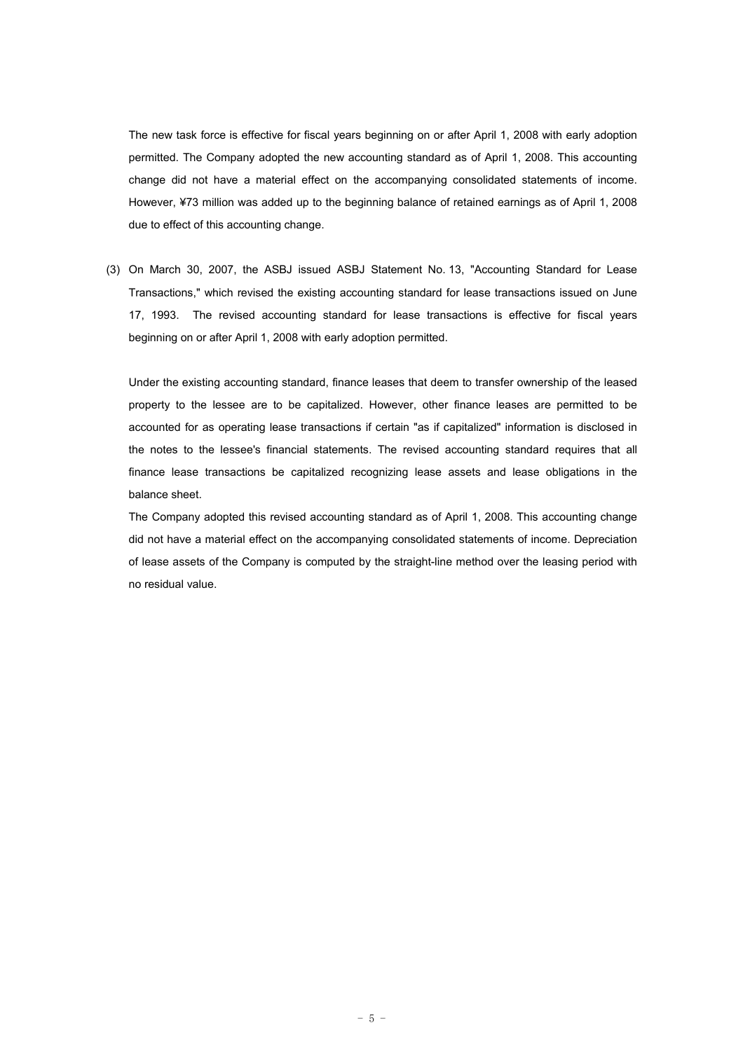The new task force is effective for fiscal years beginning on or after April 1, 2008 with early adoption permitted. The Company adopted the new accounting standard as of April 1, 2008. This accounting change did not have a material effect on the accompanying consolidated statements of income. However, ¥73 million was added up to the beginning balance of retained earnings as of April 1, 2008 due to effect of this accounting change.

(3) On March 30, 2007, the ASBJ issued ASBJ Statement No. 13, "Accounting Standard for Lease Transactions," which revised the existing accounting standard for lease transactions issued on June 17, 1993. The revised accounting standard for lease transactions is effective for fiscal years beginning on or after April 1, 2008 with early adoption permitted.

Under the existing accounting standard, finance leases that deem to transfer ownership of the leased property to the lessee are to be capitalized. However, other finance leases are permitted to be accounted for as operating lease transactions if certain "as if capitalized" information is disclosed in the notes to the lessee's financial statements. The revised accounting standard requires that all finance lease transactions be capitalized recognizing lease assets and lease obligations in the balance sheet.

The Company adopted this revised accounting standard as of April 1, 2008. This accounting change did not have a material effect on the accompanying consolidated statements of income. Depreciation of lease assets of the Company is computed by the straight-line method over the leasing period with no residual value.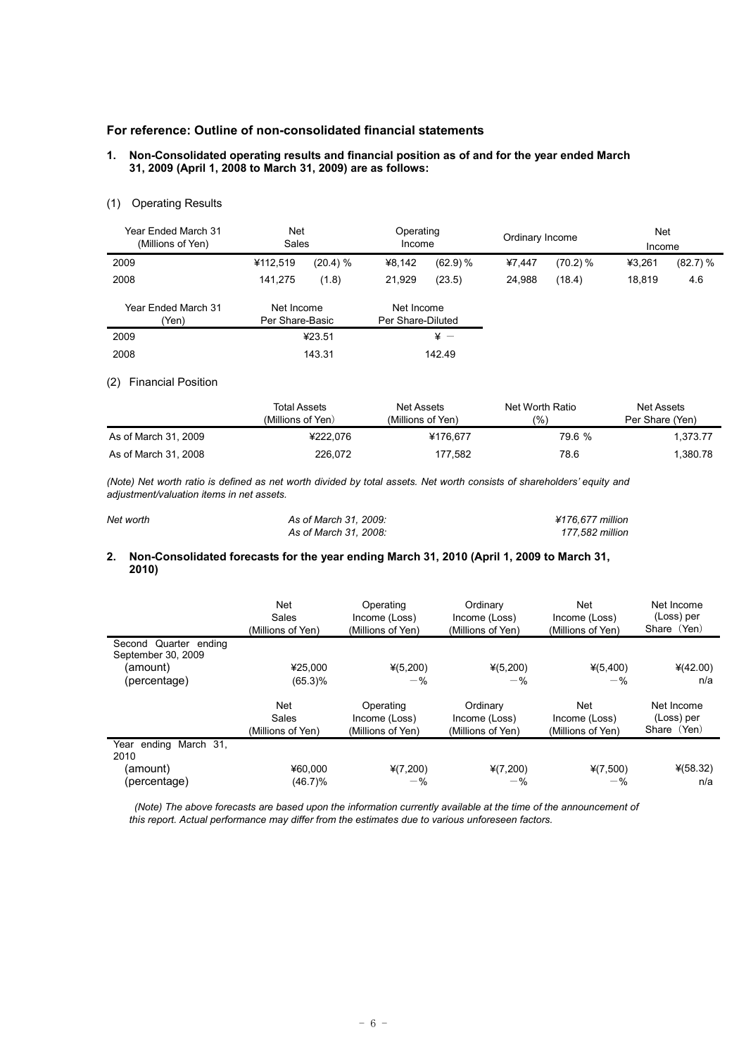## For reference: Outline of non-consolidated financial statements

### 1. Non-Consolidated operating results and financial position as of and for the year ended March 31, 2009 (April 1, 2008 to March 31, 2009) are as follows:

(1) Operating Results

| Year Ended March 31 (Millions of Yen) | Net Sales | | Operating Income | | Ordinary Income | | Net Income | |
|---|---|---|---|---|---|---|---|---|
| 2009 | ¥112,519 | (20.4) % | ¥8,142 | (62.9) % | ¥7,447 | (70.2) % | ¥3,261 | (82.7) % |
| 2008 | 141,275 | (1.8) | 21,929 | (23.5) | 24,988 | (18.4) | 18,819 | 4.6 |

| Year Ended March 31 (Yen) | Net Income Per Share-Basic | Net Income Per Share-Diluted |
|---|---|---|
| 2009 | ¥23.51 | ¥ － |
| 2008 | 143.31 | 142.49 |

(2) Financial Position

| | Total Assets (Millions of Yen) | Net Assets (Millions of Yen) | Net Worth Ratio (%) | Net Assets Per Share (Yen) |
|---|---|---|---|---|
| As of March 31, 2009 | ¥222,076 | ¥176,677 | 79.6 % | 1,373.77 |
| As of March 31, 2008 | 226,072 | 177,582 | 78.6 | 1,380.78 |

*(Note) Net worth ratio is defined as net worth divided by total assets. Net worth consists of shareholders' equity and adjustment/valuation items in net assets.*

| *Net worth* | *As of March 31, 2009:* | *¥176,677 million* |
|---|---|---|
| | *As of March 31, 2008:* | *177,582 million* |

### 2. Non-Consolidated forecasts for the year ending March 31, 2010 (April 1, 2009 to March 31, 2010)

| | Net Sales (Millions of Yen) | Operating Income (Loss) (Millions of Yen) | Ordinary Income (Loss) (Millions of Yen) | Net Income (Loss) (Millions of Yen) | Net Income (Loss) per Share (Yen) |
|---|---|---|---|---|---|
| Second Quarter ending September 30, 2009 | | | | | |
| (amount) | ¥25,000 | ¥(5,200) | ¥(5,200) | ¥(5,400) | ¥(42.00) |
| (percentage) | (65.3)% | －% | －% | －% | n/a |

| | Net Sales (Millions of Yen) | Operating Income (Loss) (Millions of Yen) | Ordinary Income (Loss) (Millions of Yen) | Net Income (Loss) (Millions of Yen) | Net Income (Loss) per Share (Yen) |
|---|---|---|---|---|---|
| Year ending March 31, 2010 | | | | | |
| (amount) | ¥60,000 | ¥(7,200) | ¥(7,200) | ¥(7,500) | ¥(58.32) |
| (percentage) | (46.7)% | －% | －% | －% | n/a |

*(Note) The above forecasts are based upon the information currently available at the time of the announcement of this report. Actual performance may differ from the estimates due to various unforeseen factors.*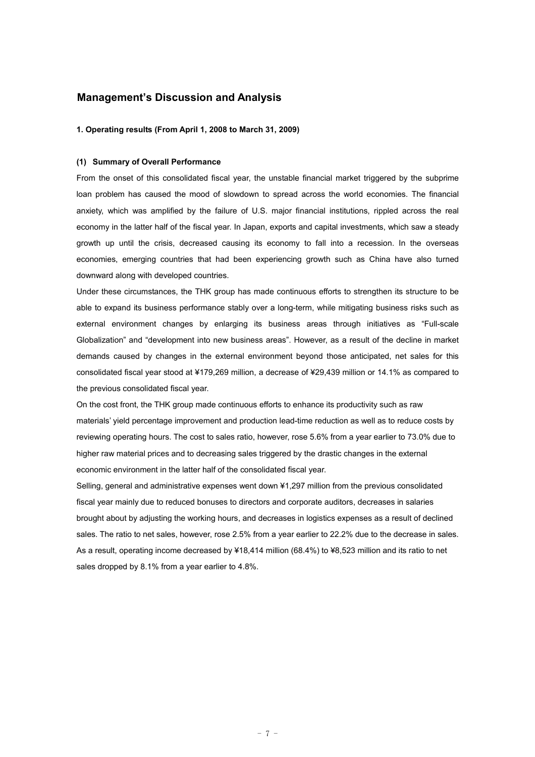## Management's Discussion and Analysis

**1. Operating results (From April 1, 2008 to March 31, 2009)**

**(1) Summary of Overall Performance**

From the onset of this consolidated fiscal year, the unstable financial market triggered by the subprime loan problem has caused the mood of slowdown to spread across the world economies. The financial anxiety, which was amplified by the failure of U.S. major financial institutions, rippled across the real economy in the latter half of the fiscal year. In Japan, exports and capital investments, which saw a steady growth up until the crisis, decreased causing its economy to fall into a recession. In the overseas economies, emerging countries that had been experiencing growth such as China have also turned downward along with developed countries.

Under these circumstances, the THK group has made continuous efforts to strengthen its structure to be able to expand its business performance stably over a long-term, while mitigating business risks such as external environment changes by enlarging its business areas through initiatives as "Full-scale Globalization" and "development into new business areas". However, as a result of the decline in market demands caused by changes in the external environment beyond those anticipated, net sales for this consolidated fiscal year stood at ¥179,269 million, a decrease of ¥29,439 million or 14.1% as compared to the previous consolidated fiscal year.

On the cost front, the THK group made continuous efforts to enhance its productivity such as raw materials' yield percentage improvement and production lead-time reduction as well as to reduce costs by reviewing operating hours. The cost to sales ratio, however, rose 5.6% from a year earlier to 73.0% due to higher raw material prices and to decreasing sales triggered by the drastic changes in the external economic environment in the latter half of the consolidated fiscal year.

Selling, general and administrative expenses went down ¥1,297 million from the previous consolidated fiscal year mainly due to reduced bonuses to directors and corporate auditors, decreases in salaries brought about by adjusting the working hours, and decreases in logistics expenses as a result of declined sales. The ratio to net sales, however, rose 2.5% from a year earlier to 22.2% due to the decrease in sales. As a result, operating income decreased by ¥18,414 million (68.4%) to ¥8,523 million and its ratio to net sales dropped by 8.1% from a year earlier to 4.8%.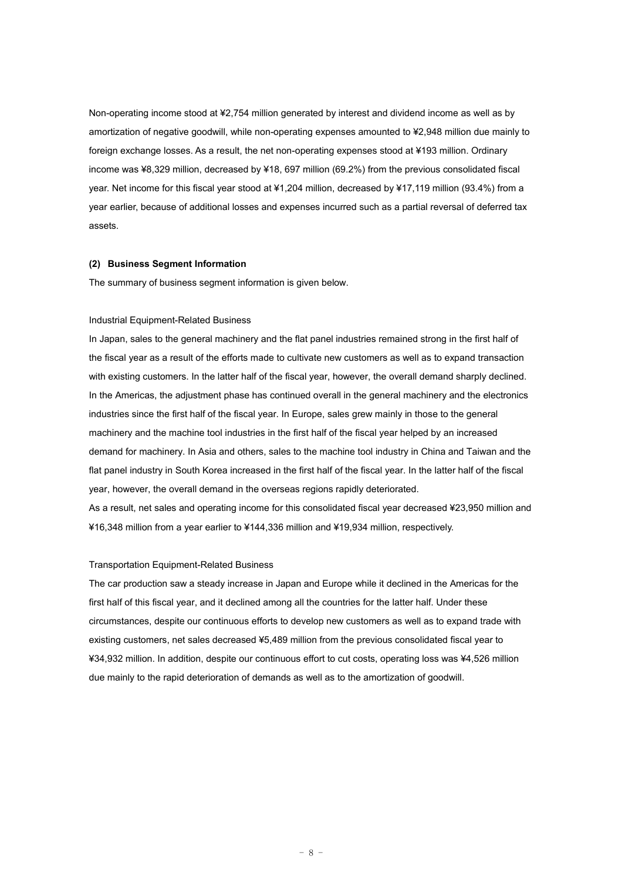Non-operating income stood at ¥2,754 million generated by interest and dividend income as well as by amortization of negative goodwill, while non-operating expenses amounted to ¥2,948 million due mainly to foreign exchange losses. As a result, the net non-operating expenses stood at ¥193 million. Ordinary income was ¥8,329 million, decreased by ¥18, 697 million (69.2%) from the previous consolidated fiscal year. Net income for this fiscal year stood at ¥1,204 million, decreased by ¥17,119 million (93.4%) from a year earlier, because of additional losses and expenses incurred such as a partial reversal of deferred tax assets.

**(2) Business Segment Information**

The summary of business segment information is given below.

Industrial Equipment-Related Business

In Japan, sales to the general machinery and the flat panel industries remained strong in the first half of the fiscal year as a result of the efforts made to cultivate new customers as well as to expand transaction with existing customers. In the latter half of the fiscal year, however, the overall demand sharply declined. In the Americas, the adjustment phase has continued overall in the general machinery and the electronics industries since the first half of the fiscal year. In Europe, sales grew mainly in those to the general machinery and the machine tool industries in the first half of the fiscal year helped by an increased demand for machinery. In Asia and others, sales to the machine tool industry in China and Taiwan and the flat panel industry in South Korea increased in the first half of the fiscal year. In the latter half of the fiscal year, however, the overall demand in the overseas regions rapidly deteriorated.

As a result, net sales and operating income for this consolidated fiscal year decreased ¥23,950 million and ¥16,348 million from a year earlier to ¥144,336 million and ¥19,934 million, respectively.

Transportation Equipment-Related Business

The car production saw a steady increase in Japan and Europe while it declined in the Americas for the first half of this fiscal year, and it declined among all the countries for the latter half. Under these circumstances, despite our continuous efforts to develop new customers as well as to expand trade with existing customers, net sales decreased ¥5,489 million from the previous consolidated fiscal year to ¥34,932 million. In addition, despite our continuous effort to cut costs, operating loss was ¥4,526 million due mainly to the rapid deterioration of demands as well as to the amortization of goodwill.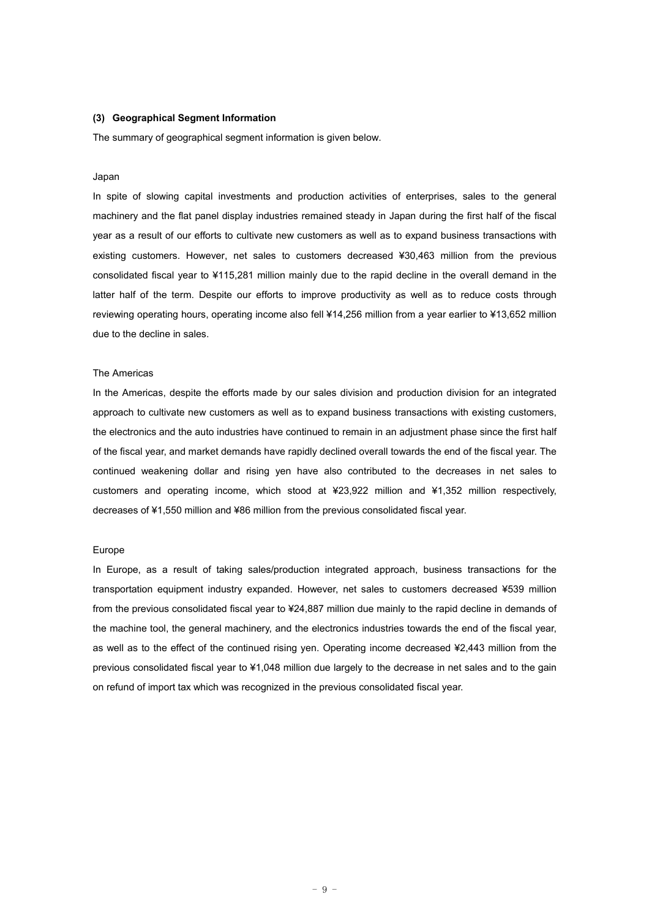### (3) Geographical Segment Information

The summary of geographical segment information is given below.

Japan

In spite of slowing capital investments and production activities of enterprises, sales to the general machinery and the flat panel display industries remained steady in Japan during the first half of the fiscal year as a result of our efforts to cultivate new customers as well as to expand business transactions with existing customers. However, net sales to customers decreased ¥30,463 million from the previous consolidated fiscal year to ¥115,281 million mainly due to the rapid decline in the overall demand in the latter half of the term. Despite our efforts to improve productivity as well as to reduce costs through reviewing operating hours, operating income also fell ¥14,256 million from a year earlier to ¥13,652 million due to the decline in sales.

The Americas

In the Americas, despite the efforts made by our sales division and production division for an integrated approach to cultivate new customers as well as to expand business transactions with existing customers, the electronics and the auto industries have continued to remain in an adjustment phase since the first half of the fiscal year, and market demands have rapidly declined overall towards the end of the fiscal year. The continued weakening dollar and rising yen have also contributed to the decreases in net sales to customers and operating income, which stood at ¥23,922 million and ¥1,352 million respectively, decreases of ¥1,550 million and ¥86 million from the previous consolidated fiscal year.

Europe

In Europe, as a result of taking sales/production integrated approach, business transactions for the transportation equipment industry expanded. However, net sales to customers decreased ¥539 million from the previous consolidated fiscal year to ¥24,887 million due mainly to the rapid decline in demands of the machine tool, the general machinery, and the electronics industries towards the end of the fiscal year, as well as to the effect of the continued rising yen. Operating income decreased ¥2,443 million from the previous consolidated fiscal year to ¥1,048 million due largely to the decrease in net sales and to the gain on refund of import tax which was recognized in the previous consolidated fiscal year.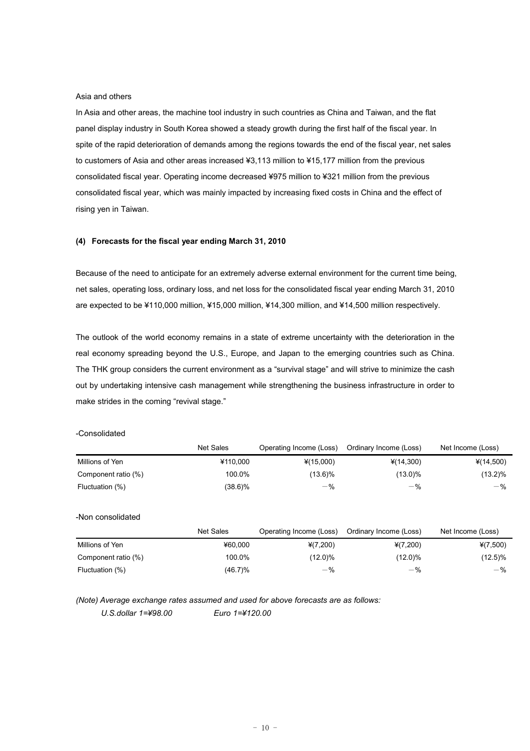Asia and others

In Asia and other areas, the machine tool industry in such countries as China and Taiwan, and the flat panel display industry in South Korea showed a steady growth during the first half of the fiscal year. In spite of the rapid deterioration of demands among the regions towards the end of the fiscal year, net sales to customers of Asia and other areas increased ¥3,113 million to ¥15,177 million from the previous consolidated fiscal year. Operating income decreased ¥975 million to ¥321 million from the previous consolidated fiscal year, which was mainly impacted by increasing fixed costs in China and the effect of rising yen in Taiwan.

#### (4) Forecasts for the fiscal year ending March 31, 2010

Because of the need to anticipate for an extremely adverse external environment for the current time being, net sales, operating loss, ordinary loss, and net loss for the consolidated fiscal year ending March 31, 2010 are expected to be ¥110,000 million, ¥15,000 million, ¥14,300 million, and ¥14,500 million respectively.

The outlook of the world economy remains in a state of extreme uncertainty with the deterioration in the real economy spreading beyond the U.S., Europe, and Japan to the emerging countries such as China. The THK group considers the current environment as a "survival stage" and will strive to minimize the cash out by undertaking intensive cash management while strengthening the business infrastructure in order to make strides in the coming "revival stage."

-Consolidated

| | Net Sales | Operating Income (Loss) | Ordinary Income (Loss) | Net Income (Loss) |
|---|---|---|---|---|
| Millions of Yen | ¥110,000 | ¥(15,000) | ¥(14,300) | ¥(14,500) |
| Component ratio (%) | 100.0% | (13.6)% | (13.0)% | (13.2)% |
| Fluctuation (%) | (38.6)% | －% | －% | －% |

-Non consolidated

| | Net Sales | Operating Income (Loss) | Ordinary Income (Loss) | Net Income (Loss) |
|---|---|---|---|---|
| Millions of Yen | ¥60,000 | ¥(7,200) | ¥(7,200) | ¥(7,500) |
| Component ratio (%) | 100.0% | (12.0)% | (12.0)% | (12.5)% |
| Fluctuation (%) | (46.7)% | －% | －% | －% |

*(Note) Average exchange rates assumed and used for above forecasts are as follows:*

*U.S.dollar 1=¥98.00 Euro 1=¥120.00*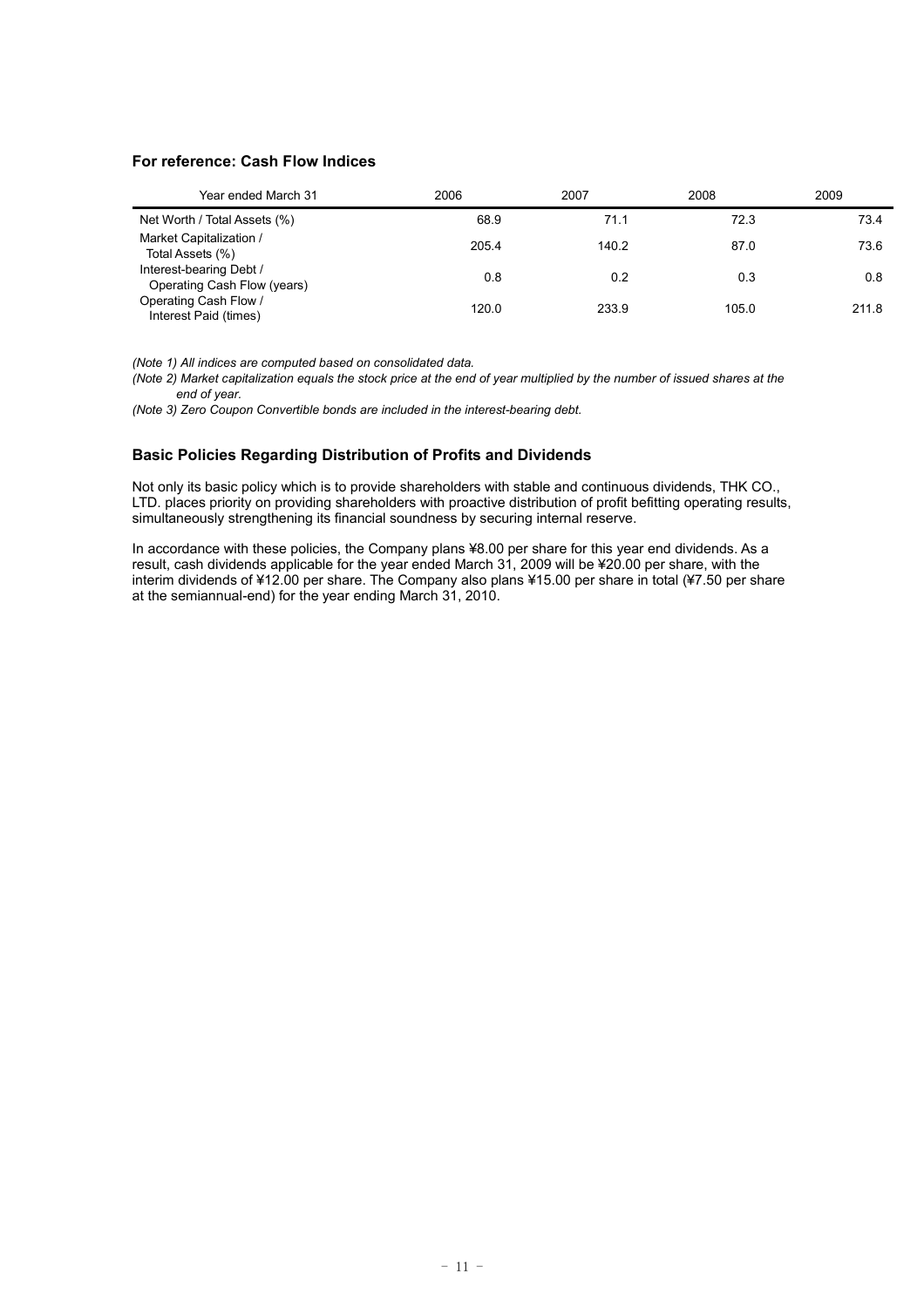### For reference: Cash Flow Indices

| Year ended March 31 | 2006 | 2007 | 2008 | 2009 |
|---|---|---|---|---|
| Net Worth / Total Assets (%) | 68.9 | 71.1 | 72.3 | 73.4 |
| Market Capitalization / Total Assets (%) | 205.4 | 140.2 | 87.0 | 73.6 |
| Interest-bearing Debt / Operating Cash Flow (years) | 0.8 | 0.2 | 0.3 | 0.8 |
| Operating Cash Flow / Interest Paid (times) | 120.0 | 233.9 | 105.0 | 211.8 |

*(Note 1) All indices are computed based on consolidated data.*

*(Note 2) Market capitalization equals the stock price at the end of year multiplied by the number of issued shares at the end of year.*

*(Note 3) Zero Coupon Convertible bonds are included in the interest-bearing debt.*

### Basic Policies Regarding Distribution of Profits and Dividends

Not only its basic policy which is to provide shareholders with stable and continuous dividends, THK CO., LTD. places priority on providing shareholders with proactive distribution of profit befitting operating results, simultaneously strengthening its financial soundness by securing internal reserve.

In accordance with these policies, the Company plans ¥8.00 per share for this year end dividends. As a result, cash dividends applicable for the year ended March 31, 2009 will be ¥20.00 per share, with the interim dividends of ¥12.00 per share. The Company also plans ¥15.00 per share in total (¥7.50 per share at the semiannual-end) for the year ending March 31, 2010.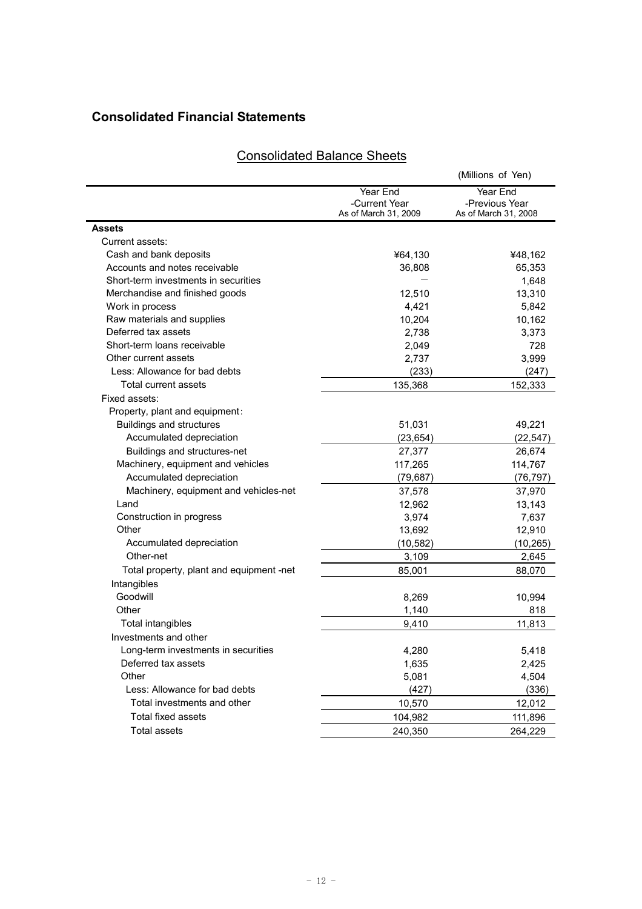## Consolidated Financial Statements

### Consolidated Balance Sheets

(Millions of Yen)

| | Year End -Current Year As of March 31, 2009 | Year End -Previous Year As of March 31, 2008 |
|---|---|---|
| **Assets** | | |
| Current assets: | | |
| Cash and bank deposits | ¥64,130 | ¥48,162 |
| Accounts and notes receivable | 36,808 | 65,353 |
| Short-term investments in securities | — | 1,648 |
| Merchandise and finished goods | 12,510 | 13,310 |
| Work in process | 4,421 | 5,842 |
| Raw materials and supplies | 10,204 | 10,162 |
| Deferred tax assets | 2,738 | 3,373 |
| Short-term loans receivable | 2,049 | 728 |
| Other current assets | 2,737 | 3,999 |
| Less: Allowance for bad debts | (233) | (247) |
| Total current assets | 135,368 | 152,333 |
| Fixed assets: | | |
| Property, plant and equipment: | | |
| Buildings and structures | 51,031 | 49,221 |
| Accumulated depreciation | (23,654) | (22,547) |
| Buildings and structures-net | 27,377 | 26,674 |
| Machinery, equipment and vehicles | 117,265 | 114,767 |
| Accumulated depreciation | (79,687) | (76,797) |
| Machinery, equipment and vehicles-net | 37,578 | 37,970 |
| Land | 12,962 | 13,143 |
| Construction in progress | 3,974 | 7,637 |
| Other | 13,692 | 12,910 |
| Accumulated depreciation | (10,582) | (10,265) |
| Other-net | 3,109 | 2,645 |
| Total property, plant and equipment -net | 85,001 | 88,070 |
| Intangibles | | |
| Goodwill | 8,269 | 10,994 |
| Other | 1,140 | 818 |
| Total intangibles | 9,410 | 11,813 |
| Investments and other | | |
| Long-term investments in securities | 4,280 | 5,418 |
| Deferred tax assets | 1,635 | 2,425 |
| Other | 5,081 | 4,504 |
| Less: Allowance for bad debts | (427) | (336) |
| Total investments and other | 10,570 | 12,012 |
| Total fixed assets | 104,982 | 111,896 |
| Total assets | 240,350 | 264,229 |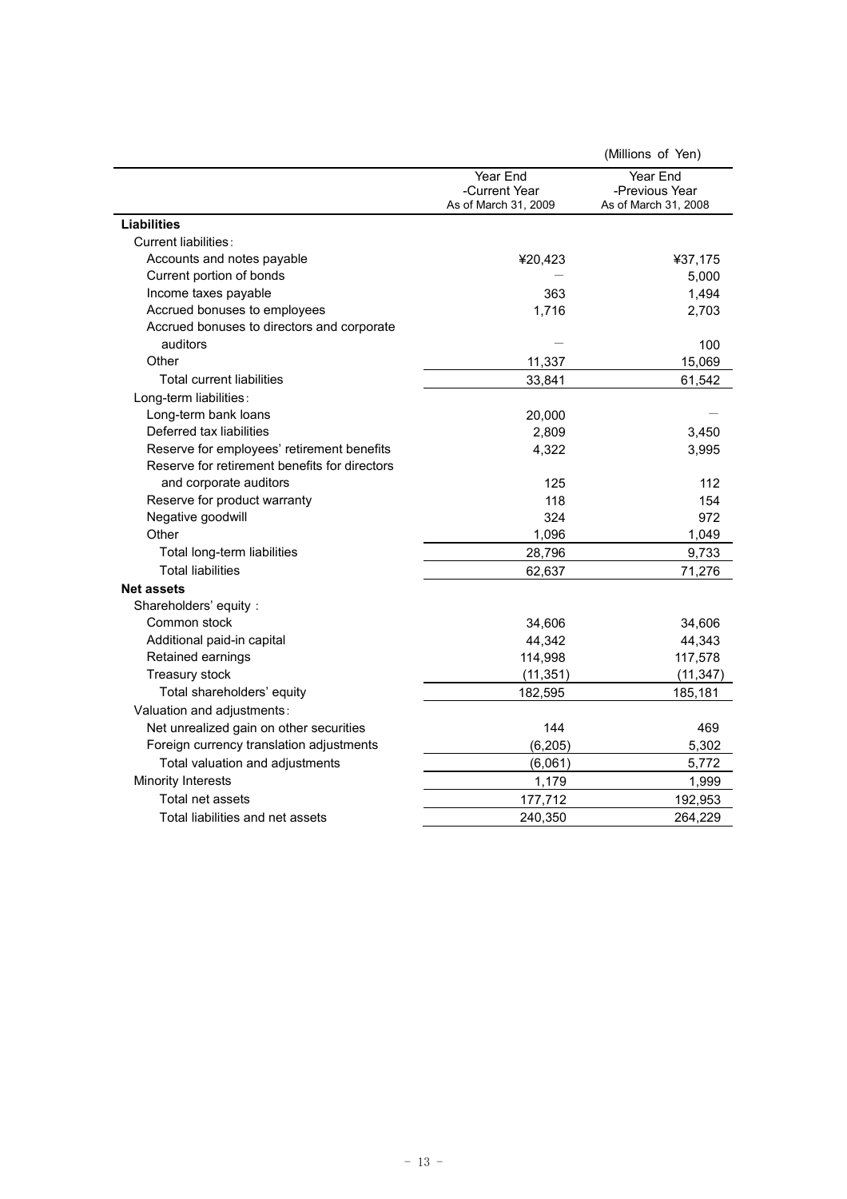(Millions of Yen)

| | Year End -Current Year As of March 31, 2009 | Year End -Previous Year As of March 31, 2008 |
|---|---|---|
| **Liabilities** | | |
| Current liabilities: | | |
| Accounts and notes payable | ¥20,423 | ¥37,175 |
| Current portion of bonds | — | 5,000 |
| Income taxes payable | 363 | 1,494 |
| Accrued bonuses to employees | 1,716 | 2,703 |
| Accrued bonuses to directors and corporate auditors | — | 100 |
| Other | 11,337 | 15,069 |
| Total current liabilities | 33,841 | 61,542 |
| Long-term liabilities: | | |
| Long-term bank loans | 20,000 | — |
| Deferred tax liabilities | 2,809 | 3,450 |
| Reserve for employees' retirement benefits | 4,322 | 3,995 |
| Reserve for retirement benefits for directors and corporate auditors | 125 | 112 |
| Reserve for product warranty | 118 | 154 |
| Negative goodwill | 324 | 972 |
| Other | 1,096 | 1,049 |
| Total long-term liabilities | 28,796 | 9,733 |
| Total liabilities | 62,637 | 71,276 |
| **Net assets** | | |
| Shareholders' equity : | | |
| Common stock | 34,606 | 34,606 |
| Additional paid-in capital | 44,342 | 44,343 |
| Retained earnings | 114,998 | 117,578 |
| Treasury stock | (11,351) | (11,347) |
| Total shareholders' equity | 182,595 | 185,181 |
| Valuation and adjustments: | | |
| Net unrealized gain on other securities | 144 | 469 |
| Foreign currency translation adjustments | (6,205) | 5,302 |
| Total valuation and adjustments | (6,061) | 5,772 |
| Minority Interests | 1,179 | 1,999 |
| Total net assets | 177,712 | 192,953 |
| Total liabilities and net assets | 240,350 | 264,229 |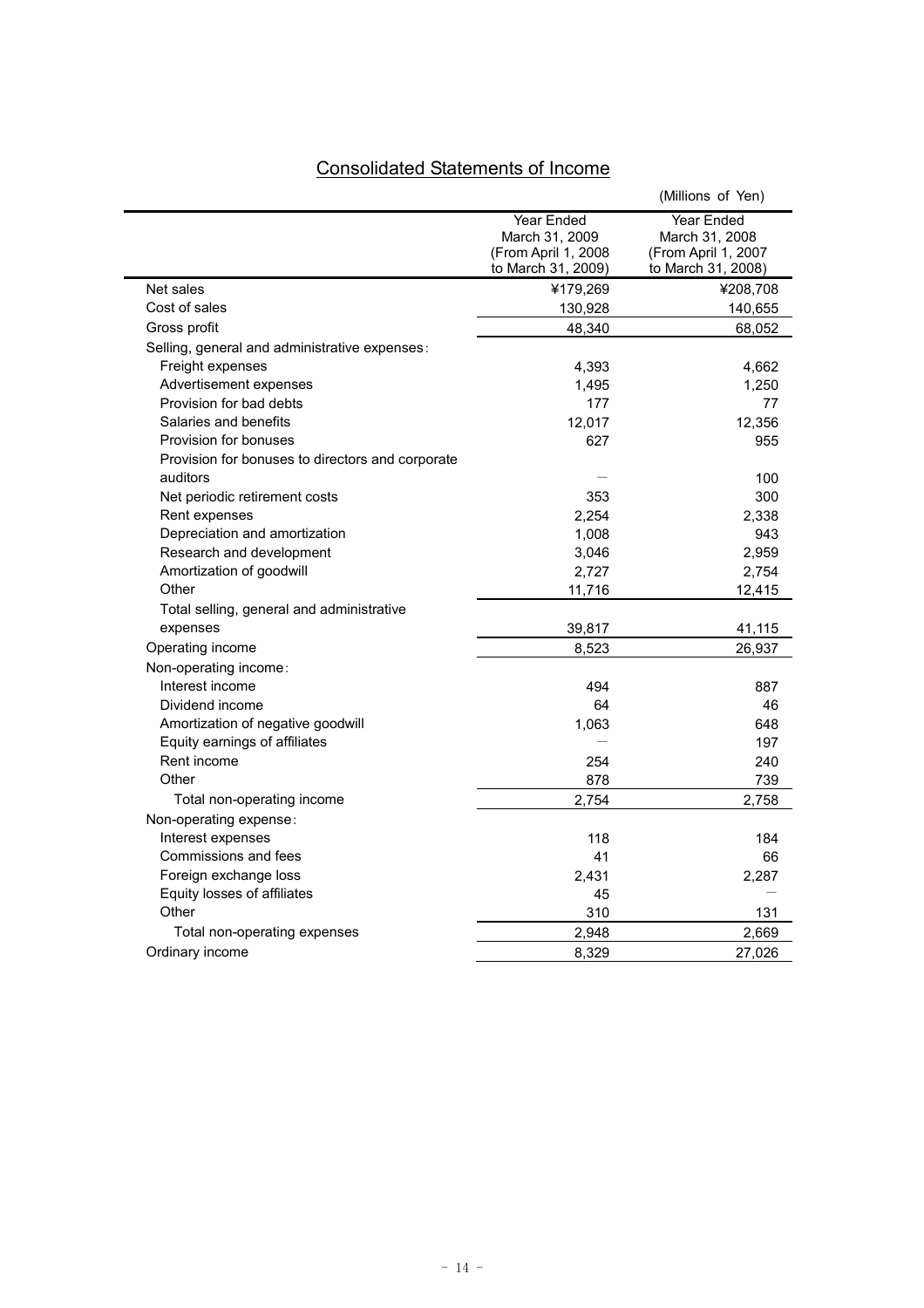## Consolidated Statements of Income

(Millions of Yen)

| | Year Ended March 31, 2009 (From April 1, 2008 to March 31, 2009) | Year Ended March 31, 2008 (From April 1, 2007 to March 31, 2008) |
|---|---|---|
| Net sales | ¥179,269 | ¥208,708 |
| Cost of sales | 130,928 | 140,655 |
| Gross profit | 48,340 | 68,052 |
| Selling, general and administrative expenses: | | |
| Freight expenses | 4,393 | 4,662 |
| Advertisement expenses | 1,495 | 1,250 |
| Provision for bad debts | 177 | 77 |
| Salaries and benefits | 12,017 | 12,356 |
| Provision for bonuses | 627 | 955 |
| Provision for bonuses to directors and corporate auditors | — | 100 |
| Net periodic retirement costs | 353 | 300 |
| Rent expenses | 2,254 | 2,338 |
| Depreciation and amortization | 1,008 | 943 |
| Research and development | 3,046 | 2,959 |
| Amortization of goodwill | 2,727 | 2,754 |
| Other | 11,716 | 12,415 |
| Total selling, general and administrative expenses | 39,817 | 41,115 |
| Operating income | 8,523 | 26,937 |
| Non-operating income: | | |
| Interest income | 494 | 887 |
| Dividend income | 64 | 46 |
| Amortization of negative goodwill | 1,063 | 648 |
| Equity earnings of affiliates | — | 197 |
| Rent income | 254 | 240 |
| Other | 878 | 739 |
| Total non-operating income | 2,754 | 2,758 |
| Non-operating expense: | | |
| Interest expenses | 118 | 184 |
| Commissions and fees | 41 | 66 |
| Foreign exchange loss | 2,431 | 2,287 |
| Equity losses of affiliates | 45 | — |
| Other | 310 | 131 |
| Total non-operating expenses | 2,948 | 2,669 |
| Ordinary income | 8,329 | 27,026 |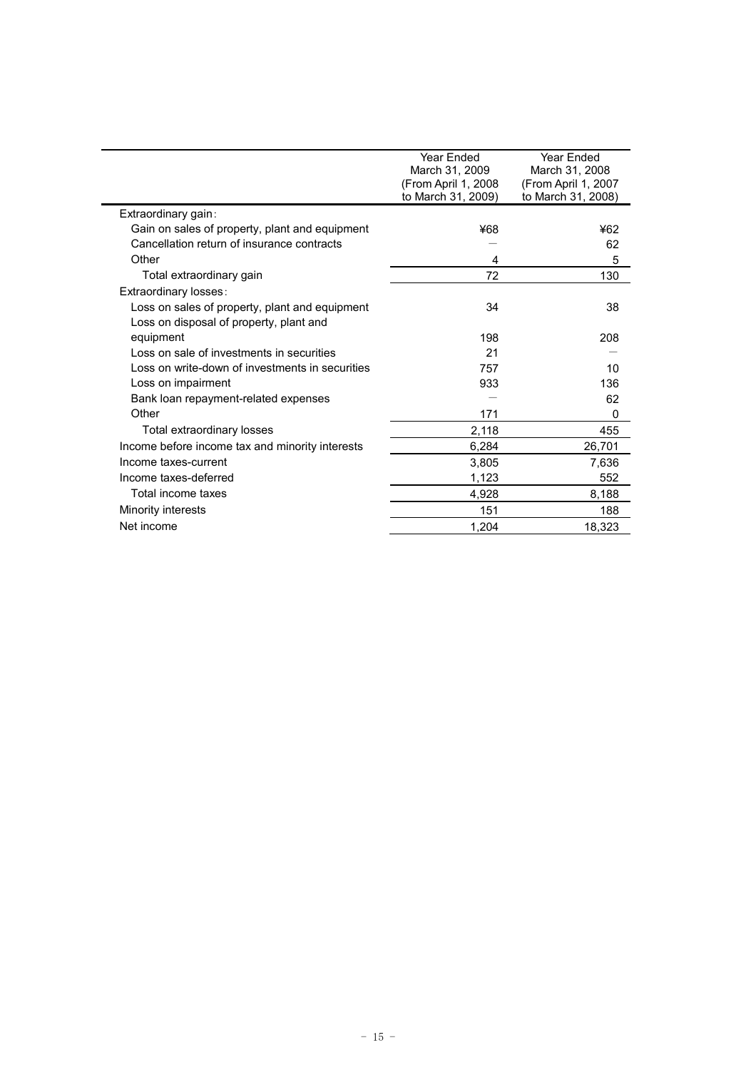| | Year Ended March 31, 2009 (From April 1, 2008 to March 31, 2009) | Year Ended March 31, 2008 (From April 1, 2007 to March 31, 2008) |
|---|---|---|
| Extraordinary gain : | | |
| Gain on sales of property, plant and equipment | ¥68 | ¥62 |
| Cancellation return of insurance contracts | ― | 62 |
| Other | 4 | 5 |
| Total extraordinary gain | 72 | 130 |
| Extraordinary losses : | | |
| Loss on sales of property, plant and equipment | 34 | 38 |
| Loss on disposal of property, plant and equipment | 198 | 208 |
| Loss on sale of investments in securities | 21 | ― |
| Loss on write-down of investments in securities | 757 | 10 |
| Loss on impairment | 933 | 136 |
| Bank loan repayment-related expenses | ― | 62 |
| Other | 171 | 0 |
| Total extraordinary losses | 2,118 | 455 |
| Income before income tax and minority interests | 6,284 | 26,701 |
| Income taxes-current | 3,805 | 7,636 |
| Income taxes-deferred | 1,123 | 552 |
| Total income taxes | 4,928 | 8,188 |
| Minority interests | 151 | 188 |
| Net income | 1,204 | 18,323 |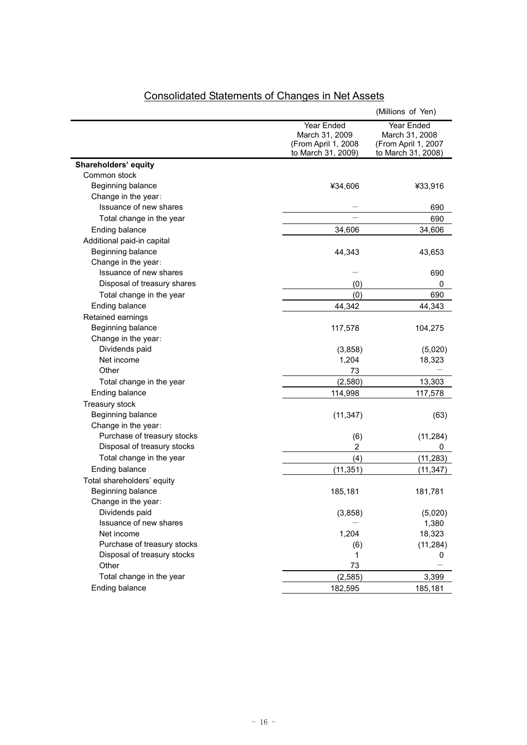# Consolidated Statements of Changes in Net Assets

(Millions of Yen)

| | Year Ended March 31, 2009 (From April 1, 2008 to March 31, 2009) | Year Ended March 31, 2008 (From April 1, 2007 to March 31, 2008) |
|---|---|---|
| **Shareholders' equity** | | |
| Common stock | | |
| Beginning balance | ¥34,606 | ¥33,916 |
| Change in the year: | | |
| Issuance of new shares | — | 690 |
| Total change in the year | — | 690 |
| Ending balance | 34,606 | 34,606 |
| Additional paid-in capital | | |
| Beginning balance | 44,343 | 43,653 |
| Change in the year: | | |
| Issuance of new shares | — | 690 |
| Disposal of treasury shares | (0) | 0 |
| Total change in the year | (0) | 690 |
| Ending balance | 44,342 | 44,343 |
| Retained earnings | | |
| Beginning balance | 117,578 | 104,275 |
| Change in the year: | | |
| Dividends paid | (3,858) | (5,020) |
| Net income | 1,204 | 18,323 |
| Other | 73 | — |
| Total change in the year | (2,580) | 13,303 |
| Ending balance | 114,998 | 117,578 |
| Treasury stock | | |
| Beginning balance | (11,347) | (63) |
| Change in the year: | | |
| Purchase of treasury stocks | (6) | (11,284) |
| Disposal of treasury stocks | 2 | 0 |
| Total change in the year | (4) | (11,283) |
| Ending balance | (11,351) | (11,347) |
| Total shareholders' equity | | |
| Beginning balance | 185,181 | 181,781 |
| Change in the year: | | |
| Dividends paid | (3,858) | (5,020) |
| Issuance of new shares | — | 1,380 |
| Net income | 1,204 | 18,323 |
| Purchase of treasury stocks | (6) | (11,284) |
| Disposal of treasury stocks | 1 | 0 |
| Other | 73 | — |
| Total change in the year | (2,585) | 3,399 |
| Ending balance | 182,595 | 185,181 |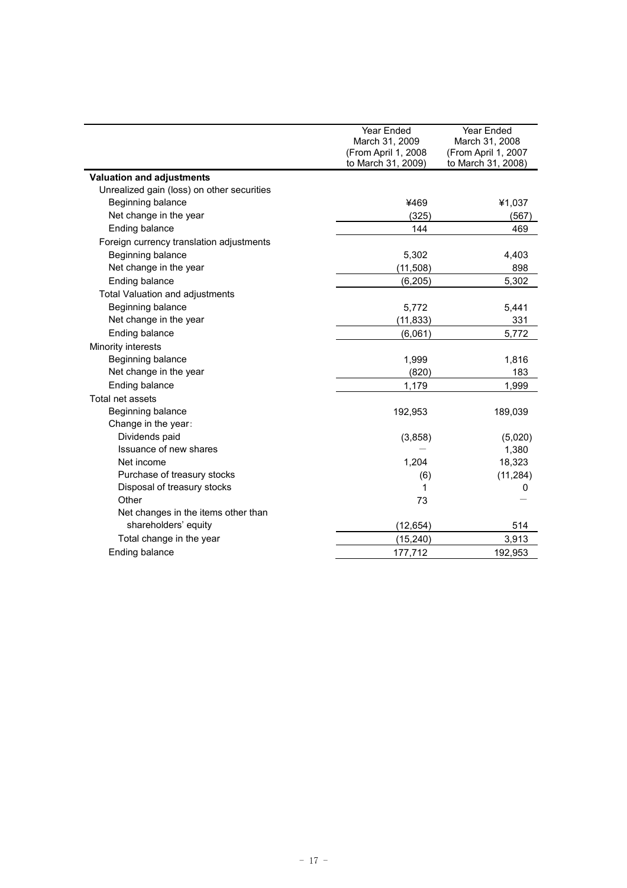| | Year Ended March 31, 2009 (From April 1, 2008 to March 31, 2009) | Year Ended March 31, 2008 (From April 1, 2007 to March 31, 2008) |
|---|---|---|
| **Valuation and adjustments** | | |
| Unrealized gain (loss) on other securities | | |
| Beginning balance | ¥469 | ¥1,037 |
| Net change in the year | (325) | (567) |
| Ending balance | 144 | 469 |
| Foreign currency translation adjustments | | |
| Beginning balance | 5,302 | 4,403 |
| Net change in the year | (11,508) | 898 |
| Ending balance | (6,205) | 5,302 |
| Total Valuation and adjustments | | |
| Beginning balance | 5,772 | 5,441 |
| Net change in the year | (11,833) | 331 |
| Ending balance | (6,061) | 5,772 |
| Minority interests | | |
| Beginning balance | 1,999 | 1,816 |
| Net change in the year | (820) | 183 |
| Ending balance | 1,179 | 1,999 |
| Total net assets | | |
| Beginning balance | 192,953 | 189,039 |
| Change in the year: | | |
| Dividends paid | (3,858) | (5,020) |
| Issuance of new shares | — | 1,380 |
| Net income | 1,204 | 18,323 |
| Purchase of treasury stocks | (6) | (11,284) |
| Disposal of treasury stocks | 1 | 0 |
| Other | 73 | — |
| Net changes in the items other than shareholders' equity | (12,654) | 514 |
| Total change in the year | (15,240) | 3,913 |
| Ending balance | 177,712 | 192,953 |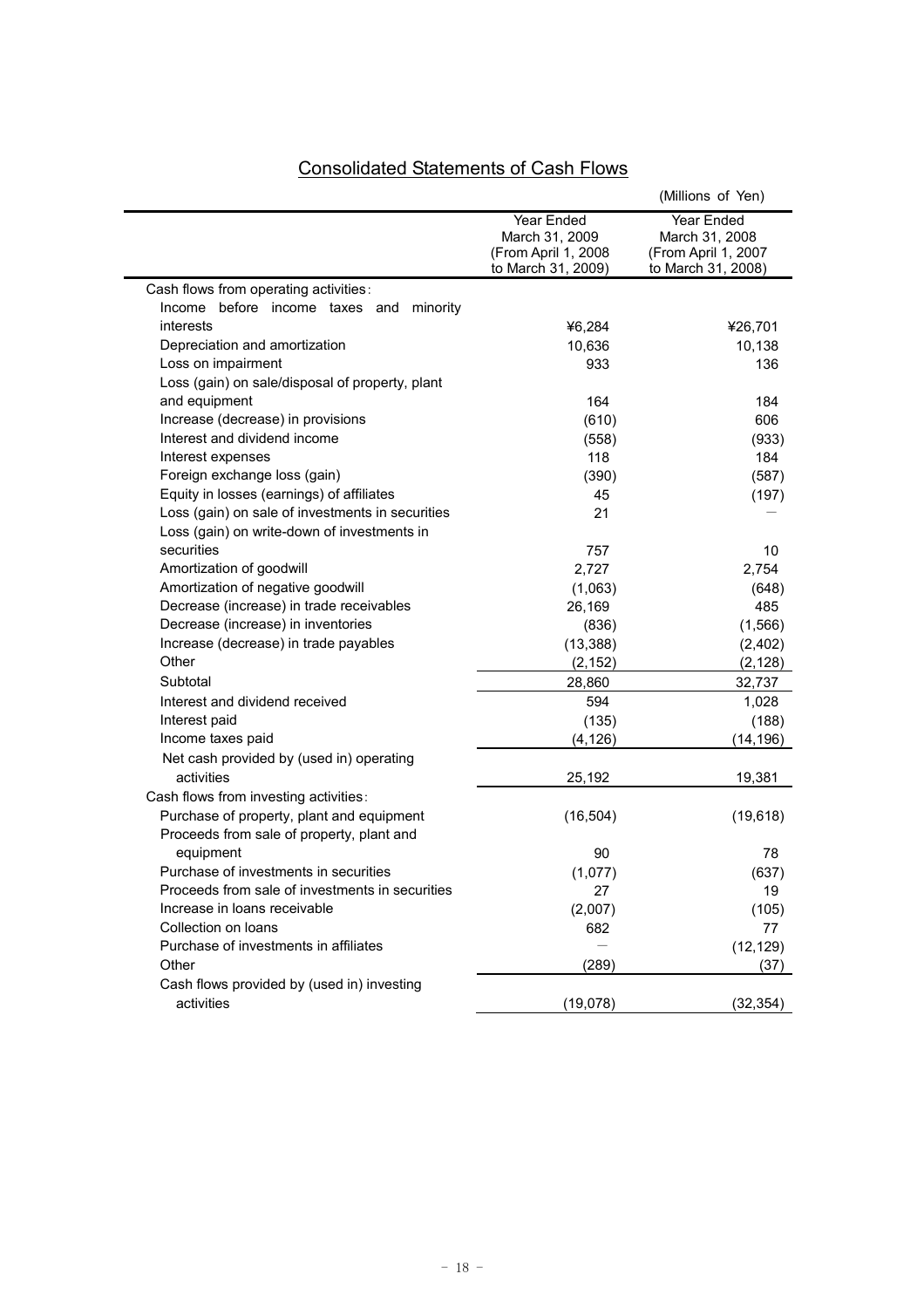# Consolidated Statements of Cash Flows

(Millions of Yen)

| | Year Ended March 31, 2009 (From April 1, 2008 to March 31, 2009) | Year Ended March 31, 2008 (From April 1, 2007 to March 31, 2008) |
|---|---|---|
| Cash flows from operating activities: | | |
| Income before income taxes and minority interests | ¥6,284 | ¥26,701 |
| Depreciation and amortization | 10,636 | 10,138 |
| Loss on impairment | 933 | 136 |
| Loss (gain) on sale/disposal of property, plant and equipment | 164 | 184 |
| Increase (decrease) in provisions | (610) | 606 |
| Interest and dividend income | (558) | (933) |
| Interest expenses | 118 | 184 |
| Foreign exchange loss (gain) | (390) | (587) |
| Equity in losses (earnings) of affiliates | 45 | (197) |
| Loss (gain) on sale of investments in securities | 21 | ― |
| Loss (gain) on write-down of investments in securities | 757 | 10 |
| Amortization of goodwill | 2,727 | 2,754 |
| Amortization of negative goodwill | (1,063) | (648) |
| Decrease (increase) in trade receivables | 26,169 | 485 |
| Decrease (increase) in inventories | (836) | (1,566) |
| Increase (decrease) in trade payables | (13,388) | (2,402) |
| Other | (2,152) | (2,128) |
| Subtotal | 28,860 | 32,737 |
| Interest and dividend received | 594 | 1,028 |
| Interest paid | (135) | (188) |
| Income taxes paid | (4,126) | (14,196) |
| Net cash provided by (used in) operating activities | 25,192 | 19,381 |
| Cash flows from investing activities: | | |
| Purchase of property, plant and equipment | (16,504) | (19,618) |
| Proceeds from sale of property, plant and equipment | 90 | 78 |
| Purchase of investments in securities | (1,077) | (637) |
| Proceeds from sale of investments in securities | 27 | 19 |
| Increase in loans receivable | (2,007) | (105) |
| Collection on loans | 682 | 77 |
| Purchase of investments in affiliates | ― | (12,129) |
| Other | (289) | (37) |
| Cash flows provided by (used in) investing activities | (19,078) | (32,354) |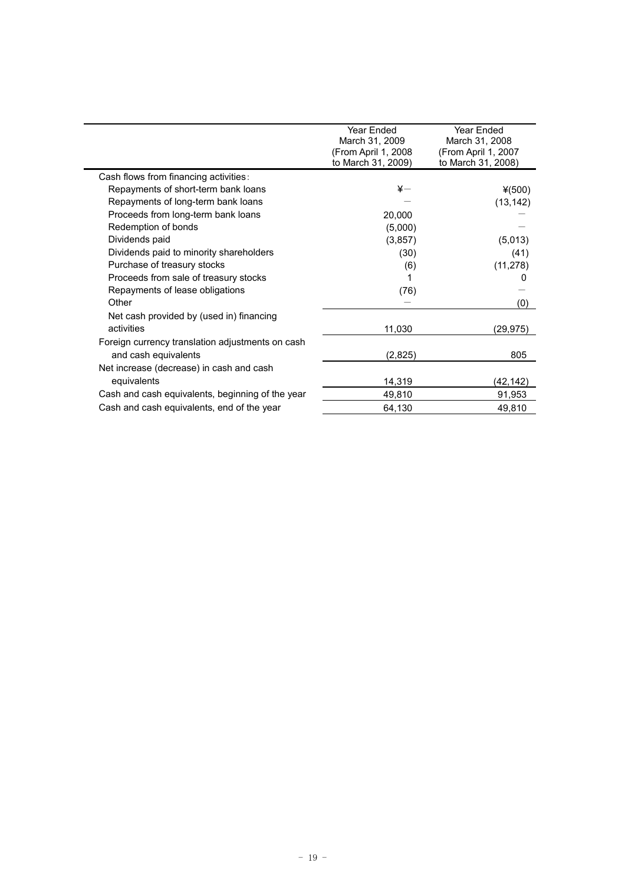| | Year Ended March 31, 2009 (From April 1, 2008 to March 31, 2009) | Year Ended March 31, 2008 (From April 1, 2007 to March 31, 2008) |
|---|---|---|
| Cash flows from financing activities: | | |
| Repayments of short-term bank loans | ¥－ | ¥(500) |
| Repayments of long-term bank loans | － | (13,142) |
| Proceeds from long-term bank loans | 20,000 | － |
| Redemption of bonds | (5,000) | － |
| Dividends paid | (3,857) | (5,013) |
| Dividends paid to minority shareholders | (30) | (41) |
| Purchase of treasury stocks | (6) | (11,278) |
| Proceeds from sale of treasury stocks | 1 | 0 |
| Repayments of lease obligations | (76) | － |
| Other | － | (0) |
| Net cash provided by (used in) financing activities | 11,030 | (29,975) |
| Foreign currency translation adjustments on cash and cash equivalents | (2,825) | 805 |
| Net increase (decrease) in cash and cash equivalents | 14,319 | (42,142) |
| Cash and cash equivalents, beginning of the year | 49,810 | 91,953 |
| Cash and cash equivalents, end of the year | 64,130 | 49,810 |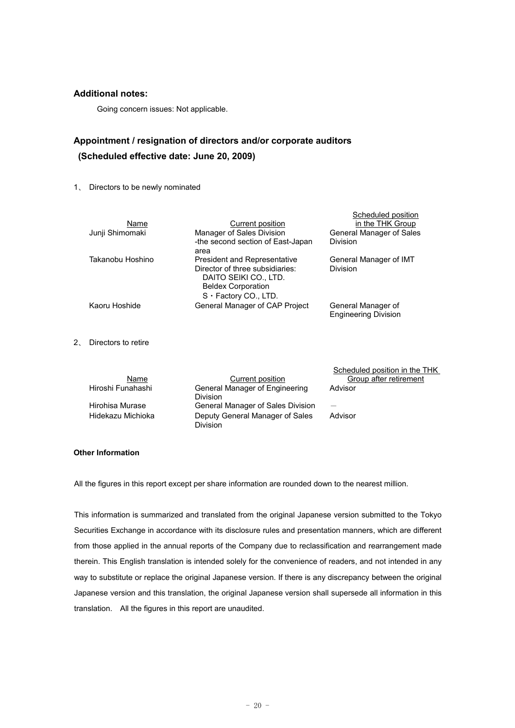## Additional notes:

Going concern issues: Not applicable.

## Appointment / resignation of directors and/or corporate auditors
## (Scheduled effective date: June 20, 2009)

1、 Directors to be newly nominated

| Name | Current position | Scheduled position in the THK Group |
|---|---|---|
| Junji Shimomaki | Manager of Sales Division -the second section of East-Japan area | General Manager of Sales Division |
| Takanobu Hoshino | President and Representative Director of three subsidiaries: DAITO SEIKI CO., LTD. Beldex Corporation S・Factory CO., LTD. | General Manager of IMT Division |
| Kaoru Hoshide | General Manager of CAP Project | General Manager of Engineering Division |

2、 Directors to retire

| Name | Current position | Scheduled position in the THK Group after retirement |
|---|---|---|
| Hiroshi Funahashi | General Manager of Engineering Division | Advisor |
| Hirohisa Murase | General Manager of Sales Division | — |
| Hidekazu Michioka | Deputy General Manager of Sales Division | Advisor |

#### Other Information

All the figures in this report except per share information are rounded down to the nearest million.

This information is summarized and translated from the original Japanese version submitted to the Tokyo Securities Exchange in accordance with its disclosure rules and presentation manners, which are different from those applied in the annual reports of the Company due to reclassification and rearrangement made therein. This English translation is intended solely for the convenience of readers, and not intended in any way to substitute or replace the original Japanese version. If there is any discrepancy between the original Japanese version and this translation, the original Japanese version shall supersede all information in this translation. All the figures in this report are unaudited.